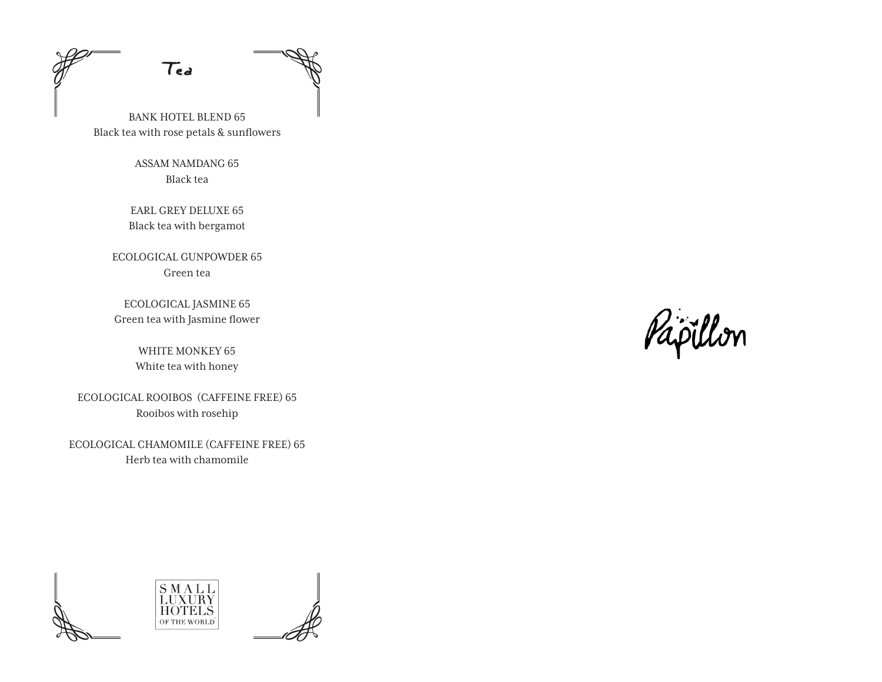# Tea

BANK HOTEL BLEND 65
Black tea with rose petals & sunflowers

ASSAM NAMDANG 65
Black tea

EARL GREY DELUXE 65
Black tea with bergamot

ECOLOGICAL GUNPOWDER 65
Green tea

ECOLOGICAL JASMINE 65
Green tea with Jasmine flower

WHITE MONKEY 65
White tea with honey

ECOLOGICAL ROOIBOS (CAFFEINE FREE) 65
Rooibos with rosehip

ECOLOGICAL CHAMOMILE (CAFFEINE FREE) 65
Herb tea with chamomile

SMALL LUXURY HOTELS OF THE WORLD

Papillon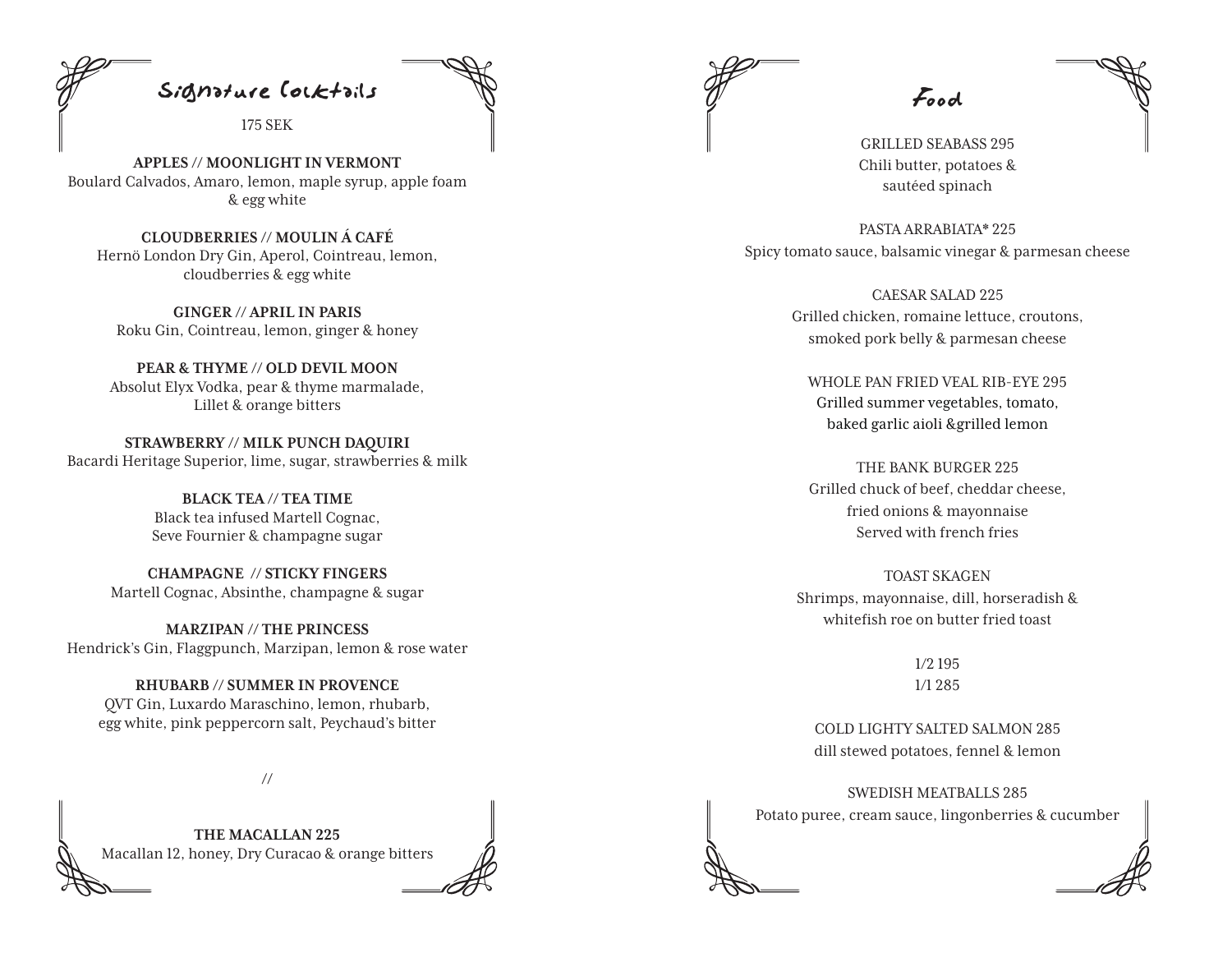## Signature Cocktails

175 SEK

**APPLES // MOONLIGHT IN VERMONT**
Boulard Calvados, Amaro, lemon, maple syrup, apple foam & egg white

**CLOUDBERRIES // MOULIN Á CAFÉ**
Hernö London Dry Gin, Aperol, Cointreau, lemon, cloudberries & egg white

**GINGER // APRIL IN PARIS**
Roku Gin, Cointreau, lemon, ginger & honey

**PEAR & THYME // OLD DEVIL MOON**
Absolut Elyx Vodka, pear & thyme marmalade, Lillet & orange bitters

**STRAWBERRY // MILK PUNCH DAQUIRI**
Bacardi Heritage Superior, lime, sugar, strawberries & milk

**BLACK TEA // TEA TIME**
Black tea infused Martell Cognac, Seve Fournier & champagne sugar

**CHAMPAGNE // STICKY FINGERS**
Martell Cognac, Absinthe, champagne & sugar

**MARZIPAN // THE PRINCESS**
Hendrick's Gin, Flaggpunch, Marzipan, lemon & rose water

**RHUBARB // SUMMER IN PROVENCE**
QVT Gin, Luxardo Maraschino, lemon, rhubarb, egg white, pink peppercorn salt, Peychaud's bitter

//

**THE MACALLAN 225**
Macallan 12, honey, Dry Curacao & orange bitters

## Food

GRILLED SEABASS 295
Chili butter, potatoes & sautéed spinach

PASTA ARRABIATA* 225
Spicy tomato sauce, balsamic vinegar & parmesan cheese

CAESAR SALAD 225
Grilled chicken, romaine lettuce, croutons, smoked pork belly & parmesan cheese

WHOLE PAN FRIED VEAL RIB-EYE 295
Grilled summer vegetables, tomato, baked garlic aioli &grilled lemon

THE BANK BURGER 225
Grilled chuck of beef, cheddar cheese, fried onions & mayonnaise
Served with french fries

TOAST SKAGEN
Shrimps, mayonnaise, dill, horseradish & whitefish roe on butter fried toast

1/2 195
1/1 285

COLD LIGHTY SALTED SALMON 285
dill stewed potatoes, fennel & lemon

SWEDISH MEATBALLS 285
Potato puree, cream sauce, lingonberries & cucumber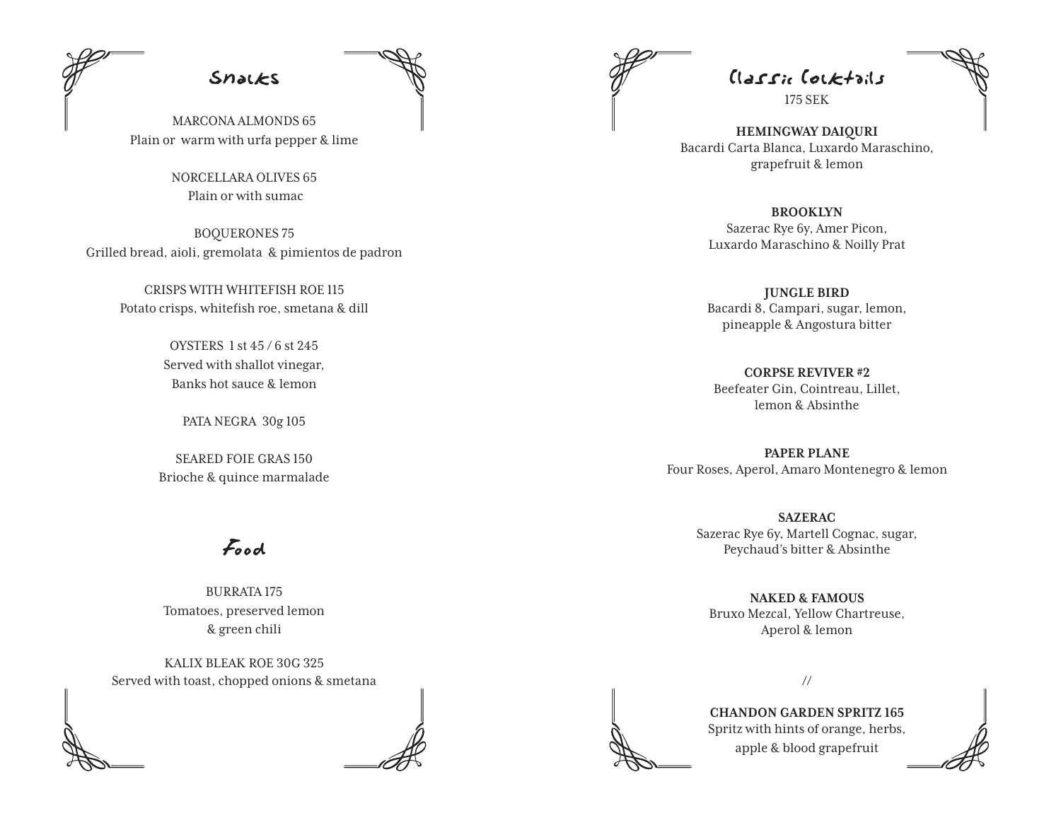## Snacks

MARCONA ALMONDS 65
Plain or warm with urfa pepper & lime

NORCELLARA OLIVES 65
Plain or with sumac

BOQUERONES 75
Grilled bread, aioli, gremolata & pimientos de padron

CRISPS WITH WHITEFISH ROE 115
Potato crisps, whitefish roe, smetana & dill

OYSTERS 1 st 45 / 6 st 245
Served with shallot vinegar,
Banks hot sauce & lemon

PATA NEGRA 30g 105

SEARED FOIE GRAS 150
Brioche & quince marmalade

## Food

BURRATA 175
Tomatoes, preserved lemon
& green chili

KALIX BLEAK ROE 30G 325
Served with toast, chopped onions & smetana

## Classic Cocktails

175 SEK

**HEMINGWAY DAIQURI**
Bacardi Carta Blanca, Luxardo Maraschino,
grapefruit & lemon

**BROOKLYN**
Sazerac Rye 6y, Amer Picon,
Luxardo Maraschino & Noilly Prat

**JUNGLE BIRD**
Bacardi 8, Campari, sugar, lemon,
pineapple & Angostura bitter

**CORPSE REVIVER #2**
Beefeater Gin, Cointreau, Lillet,
lemon & Absinthe

**PAPER PLANE**
Four Roses, Aperol, Amaro Montenegro & lemon

**SAZERAC**
Sazerac Rye 6y, Martell Cognac, sugar,
Peychaud's bitter & Absinthe

**NAKED & FAMOUS**
Bruxo Mezcal, Yellow Chartreuse,
Aperol & lemon

//

**CHANDON GARDEN SPRITZ 165**
Spritz with hints of orange, herbs,
apple & blood grapefruit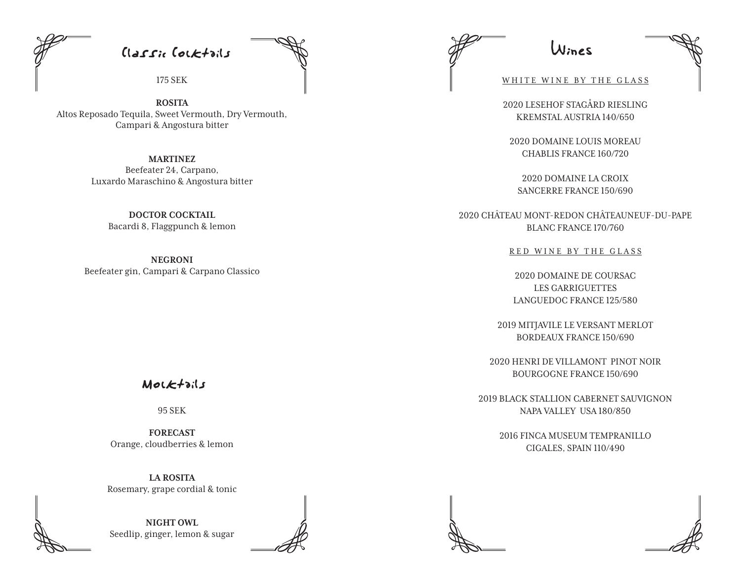# Classic Cocktails

175 SEK

**ROSITA**
Altos Reposado Tequila, Sweet Vermouth, Dry Vermouth, Campari & Angostura bitter

**MARTINEZ**
Beefeater 24, Carpano, Luxardo Maraschino & Angostura bitter

**DOCTOR COCKTAIL**
Bacardi 8, Flaggpunch & lemon

**NEGRONI**
Beefeater gin, Campari & Carpano Classico

# Mocktails

95 SEK

**FORECAST**
Orange, cloudberries & lemon

**LA ROSITA**
Rosemary, grape cordial & tonic

**NIGHT OWL**
Seedlip, ginger, lemon & sugar

# Wines

## WHITE WINE BY THE GLASS

2020 LESEHOF STAGÅRD RIESLING
KREMSTAL AUSTRIA 140/650

2020 DOMAINE LOUIS MOREAU
CHABLIS FRANCE 160/720

2020 DOMAINE LA CROIX
SANCERRE FRANCE 150/690

2020 CHÂTEAU MONT-REDON CHÂTEAUNEUF-DU-PAPE
BLANC FRANCE 170/760

## RED WINE BY THE GLASS

2020 DOMAINE DE COURSAC
LES GARRIGUETTES
LANGUEDOC FRANCE 125/580

2019 MITJAVILE LE VERSANT MERLOT
BORDEAUX FRANCE 150/690

2020 HENRI DE VILLAMONT PINOT NOIR
BOURGOGNE FRANCE 150/690

2019 BLACK STALLION CABERNET SAUVIGNON
NAPA VALLEY USA 180/850

2016 FINCA MUSEUM TEMPRANILLO
CIGALES, SPAIN 110/490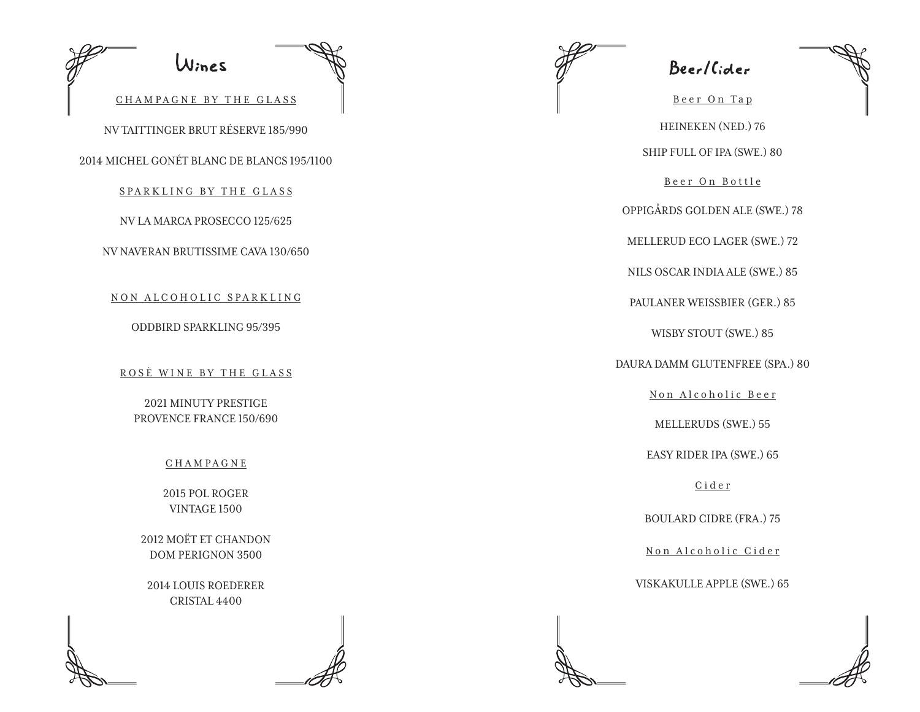# Wines

## CHAMPAGNE BY THE GLASS

NV TAITTINGER BRUT RÉSERVE 185/990

2014 MICHEL GONÉT BLANC DE BLANCS 195/1100

## SPARKLING BY THE GLASS

NV LA MARCA PROSECCO 125/625

NV NAVERAN BRUTISSIME CAVA 130/650

## NON ALCOHOLIC SPARKLING

ODDBIRD SPARKLING 95/395

## ROSÈ WINE BY THE GLASS

2021 MINUTY PRESTIGE
PROVENCE FRANCE 150/690

## CHAMPAGNE

2015 POL ROGER
VINTAGE 1500

2012 MOËT ET CHANDON
DOM PERIGNON 3500

2014 LOUIS ROEDERER
CRISTAL 4400

# Beer/Cider

## Beer On Tap

HEINEKEN (NED.) 76

SHIP FULL OF IPA (SWE.) 80

## Beer On Bottle

OPPIGÅRDS GOLDEN ALE (SWE.) 78

MELLERUD ECO LAGER (SWE.) 72

NILS OSCAR INDIA ALE (SWE.) 85

PAULANER WEISSBIER (GER.) 85

WISBY STOUT (SWE.) 85

DAURA DAMM GLUTENFREE (SPA.) 80

## Non Alcoholic Beer

MELLERUDS (SWE.) 55

EASY RIDER IPA (SWE.) 65

## Cider

BOULARD CIDRE (FRA.) 75

## Non Alcoholic Cider

VISKAKULLE APPLE (SWE.) 65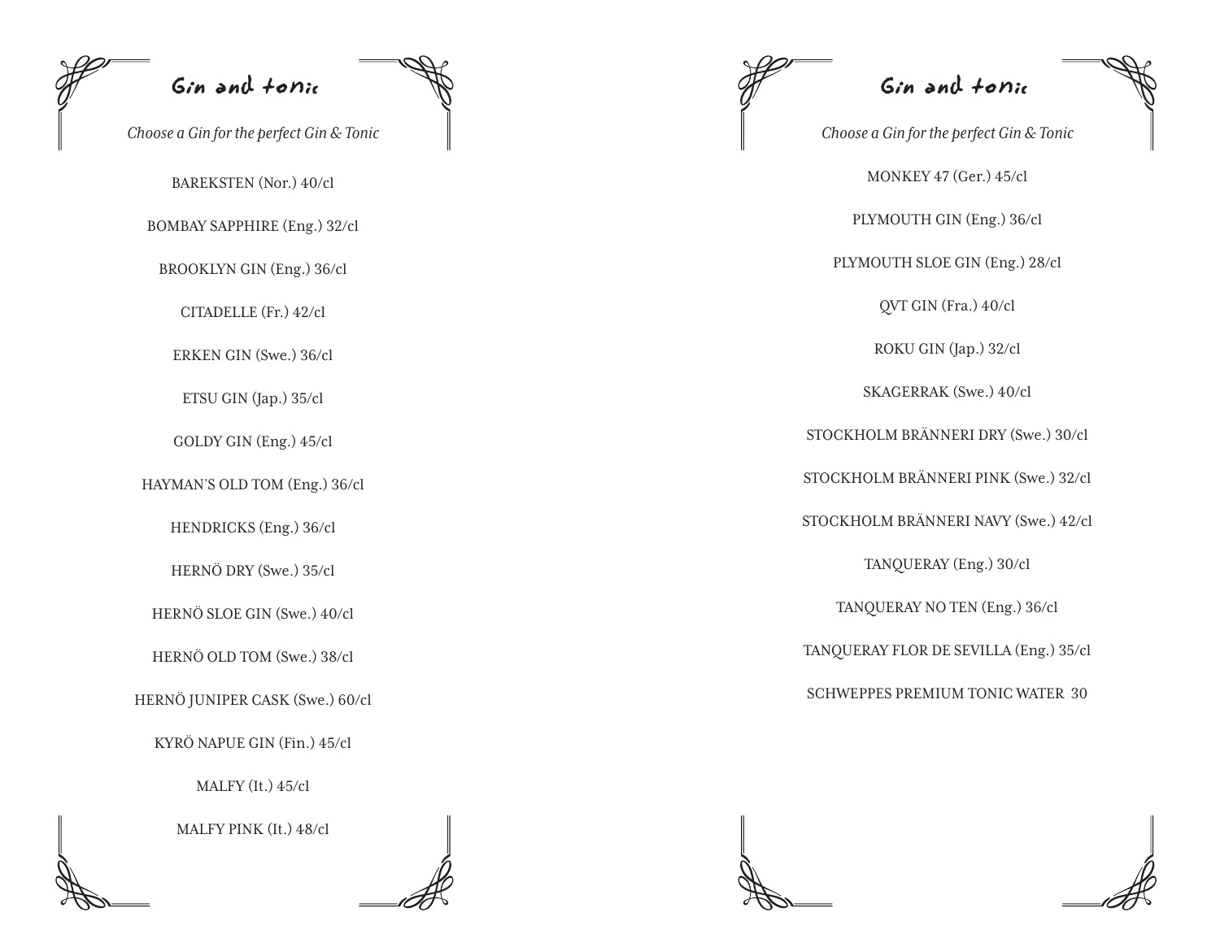# Gin and tonic

*Choose a Gin for the perfect Gin & Tonic*

BAREKSTEN (Nor.) 40/cl

BOMBAY SAPPHIRE (Eng.) 32/cl

BROOKLYN GIN (Eng.) 36/cl

CITADELLE (Fr.) 42/cl

ERKEN GIN (Swe.) 36/cl

ETSU GIN (Jap.) 35/cl

GOLDY GIN (Eng.) 45/cl

HAYMAN'S OLD TOM (Eng.) 36/cl

HENDRICKS (Eng.) 36/cl

HERNÖ DRY (Swe.) 35/cl

HERNÖ SLOE GIN (Swe.) 40/cl

HERNÖ OLD TOM (Swe.) 38/cl

HERNÖ JUNIPER CASK (Swe.) 60/cl

KYRÖ NAPUE GIN (Fin.) 45/cl

MALFY (It.) 45/cl

MALFY PINK (It.) 48/cl

# Gin and tonic

*Choose a Gin for the perfect Gin & Tonic*

MONKEY 47 (Ger.) 45/cl

PLYMOUTH GIN (Eng.) 36/cl

PLYMOUTH SLOE GIN (Eng.) 28/cl

QVT GIN (Fra.) 40/cl

ROKU GIN (Jap.) 32/cl

SKAGERRAK (Swe.) 40/cl

STOCKHOLM BRÄNNERI DRY (Swe.) 30/cl

STOCKHOLM BRÄNNERI PINK (Swe.) 32/cl

STOCKHOLM BRÄNNERI NAVY (Swe.) 42/cl

TANQUERAY (Eng.) 30/cl

TANQUERAY NO TEN (Eng.) 36/cl

TANQUERAY FLOR DE SEVILLA (Eng.) 35/cl

SCHWEPPES PREMIUM TONIC WATER 30